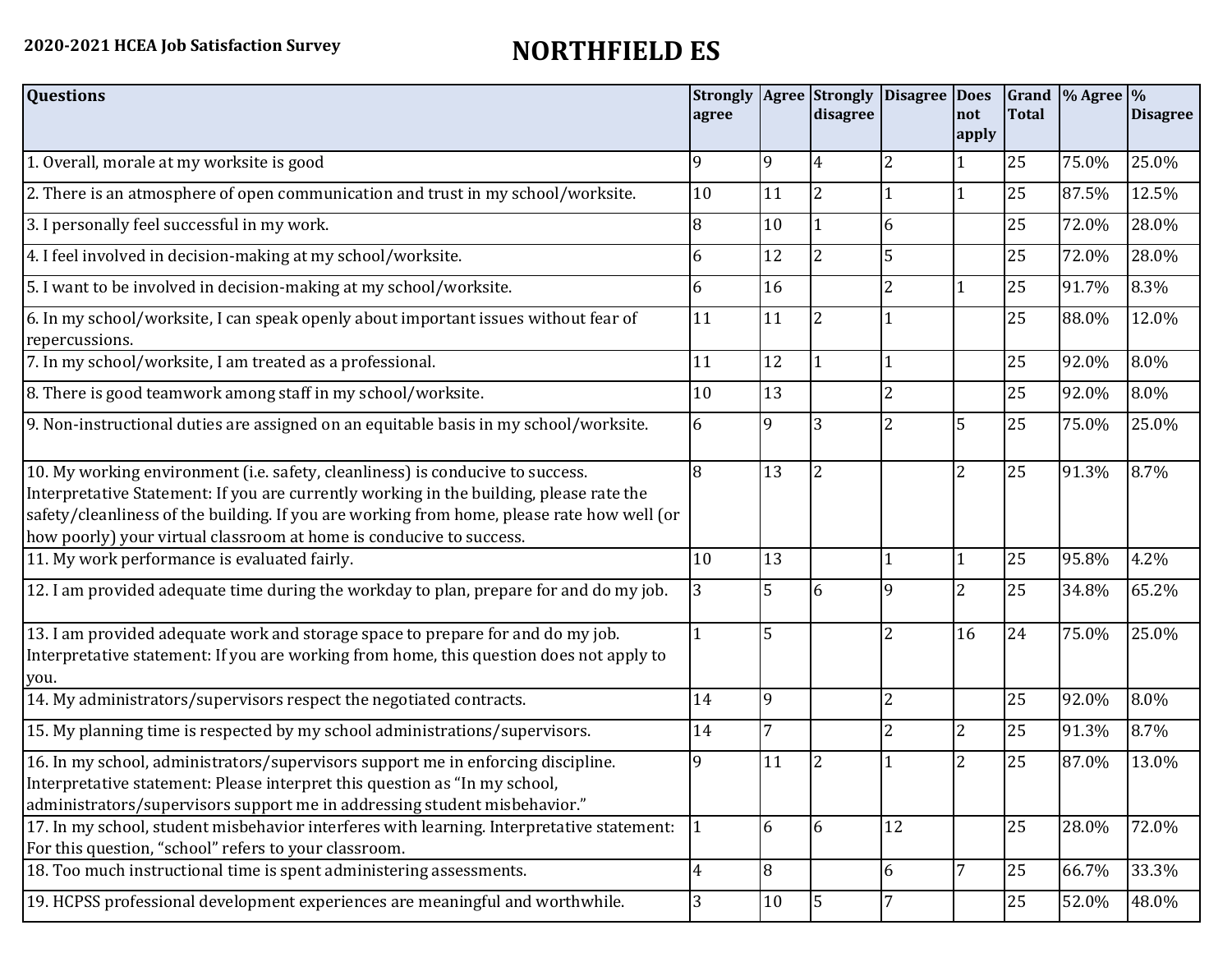**2020-2021 HCEA Job Satisfaction Survey**

# NORTHFIELD ES

| Questions | Strongly agree | Agree | Strongly disagree | Disagree | Does not apply | Grand Total | % Agree | % Disagree |
|---|---|---|---|---|---|---|---|---|
| 1. Overall, morale at my worksite is good | 9 | 9 | 4 | 2 | 1 | 25 | 75.0% | 25.0% |
| 2. There is an atmosphere of open communication and trust in my school/worksite. | 10 | 11 | 2 | 1 | 1 | 25 | 87.5% | 12.5% |
| 3. I personally feel successful in my work. | 8 | 10 | 1 | 6 | | 25 | 72.0% | 28.0% |
| 4. I feel involved in decision-making at my school/worksite. | 6 | 12 | 2 | 5 | | 25 | 72.0% | 28.0% |
| 5. I want to be involved in decision-making at my school/worksite. | 6 | 16 | | 2 | 1 | 25 | 91.7% | 8.3% |
| 6. In my school/worksite, I can speak openly about important issues without fear of repercussions. | 11 | 11 | 2 | 1 | | 25 | 88.0% | 12.0% |
| 7. In my school/worksite, I am treated as a professional. | 11 | 12 | 1 | 1 | | 25 | 92.0% | 8.0% |
| 8. There is good teamwork among staff in my school/worksite. | 10 | 13 | | 2 | | 25 | 92.0% | 8.0% |
| 9. Non-instructional duties are assigned on an equitable basis in my school/worksite. | 6 | 9 | 3 | 2 | 5 | 25 | 75.0% | 25.0% |
| 10. My working environment (i.e. safety, cleanliness) is conducive to success. Interpretative Statement: If you are currently working in the building, please rate the safety/cleanliness of the building. If you are working from home, please rate how well (or how poorly) your virtual classroom at home is conducive to success. | 8 | 13 | 2 | | 2 | 25 | 91.3% | 8.7% |
| 11. My work performance is evaluated fairly. | 10 | 13 | | 1 | 1 | 25 | 95.8% | 4.2% |
| 12. I am provided adequate time during the workday to plan, prepare for and do my job. | 3 | 5 | 6 | 9 | 2 | 25 | 34.8% | 65.2% |
| 13. I am provided adequate work and storage space to prepare for and do my job. Interpretative statement: If you are working from home, this question does not apply to you. | 1 | 5 | | 2 | 16 | 24 | 75.0% | 25.0% |
| 14. My administrators/supervisors respect the negotiated contracts. | 14 | 9 | | 2 | | 25 | 92.0% | 8.0% |
| 15. My planning time is respected by my school administrations/supervisors. | 14 | 7 | | 2 | 2 | 25 | 91.3% | 8.7% |
| 16. In my school, administrators/supervisors support me in enforcing discipline. Interpretative statement: Please interpret this question as "In my school, administrators/supervisors support me in addressing student misbehavior." | 9 | 11 | 2 | 1 | 2 | 25 | 87.0% | 13.0% |
| 17. In my school, student misbehavior interferes with learning. Interpretative statement: For this question, "school" refers to your classroom. | 1 | 6 | 6 | 12 | | 25 | 28.0% | 72.0% |
| 18. Too much instructional time is spent administering assessments. | 4 | 8 | | 6 | 7 | 25 | 66.7% | 33.3% |
| 19. HCPSS professional development experiences are meaningful and worthwhile. | 3 | 10 | 5 | 7 | | 25 | 52.0% | 48.0% |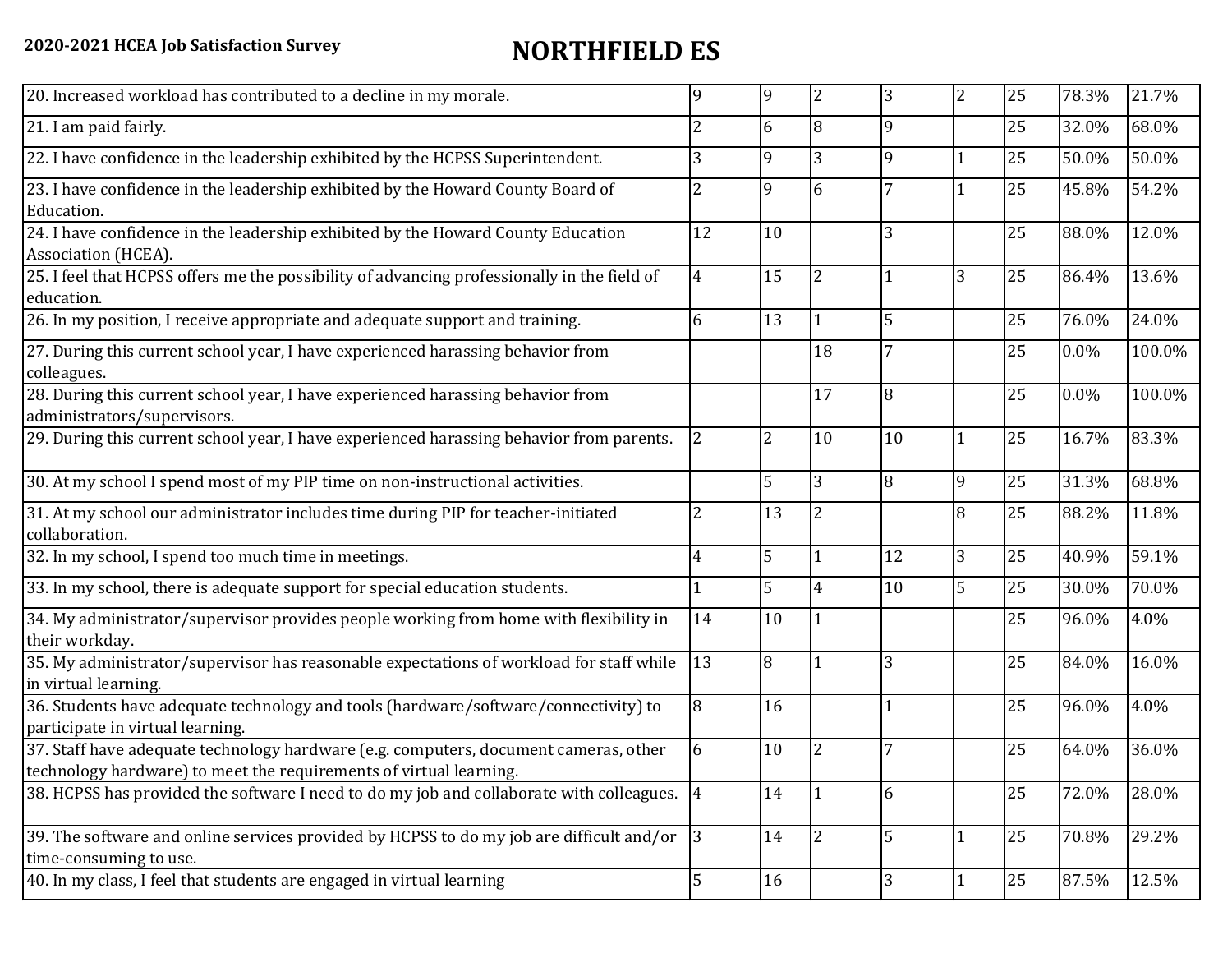| | | | | | | | | |
|---|---|---|---|---|---|---|---|---|
| 20. Increased workload has contributed to a decline in my morale. | 9 | 9 | 2 | 3 | 2 | 25 | 78.3% | 21.7% |
| 21. I am paid fairly. | 2 | 6 | 8 | 9 | | 25 | 32.0% | 68.0% |
| 22. I have confidence in the leadership exhibited by the HCPSS Superintendent. | 3 | 9 | 3 | 9 | 1 | 25 | 50.0% | 50.0% |
| 23. I have confidence in the leadership exhibited by the Howard County Board of Education. | 2 | 9 | 6 | 7 | 1 | 25 | 45.8% | 54.2% |
| 24. I have confidence in the leadership exhibited by the Howard County Education Association (HCEA). | 12 | 10 | | 3 | | 25 | 88.0% | 12.0% |
| 25. I feel that HCPSS offers me the possibility of advancing professionally in the field of education. | 4 | 15 | 2 | 1 | 3 | 25 | 86.4% | 13.6% |
| 26. In my position, I receive appropriate and adequate support and training. | 6 | 13 | 1 | 5 | | 25 | 76.0% | 24.0% |
| 27. During this current school year, I have experienced harassing behavior from colleagues. | | | 18 | 7 | | 25 | 0.0% | 100.0% |
| 28. During this current school year, I have experienced harassing behavior from administrators/supervisors. | | | 17 | 8 | | 25 | 0.0% | 100.0% |
| 29. During this current school year, I have experienced harassing behavior from parents. | 2 | 2 | 10 | 10 | 1 | 25 | 16.7% | 83.3% |
| 30. At my school I spend most of my PIP time on non-instructional activities. | | 5 | 3 | 8 | 9 | 25 | 31.3% | 68.8% |
| 31. At my school our administrator includes time during PIP for teacher-initiated collaboration. | 2 | 13 | 2 | | 8 | 25 | 88.2% | 11.8% |
| 32. In my school, I spend too much time in meetings. | 4 | 5 | 1 | 12 | 3 | 25 | 40.9% | 59.1% |
| 33. In my school, there is adequate support for special education students. | 1 | 5 | 4 | 10 | 5 | 25 | 30.0% | 70.0% |
| 34. My administrator/supervisor provides people working from home with flexibility in their workday. | 14 | 10 | 1 | | | 25 | 96.0% | 4.0% |
| 35. My administrator/supervisor has reasonable expectations of workload for staff while in virtual learning. | 13 | 8 | 1 | 3 | | 25 | 84.0% | 16.0% |
| 36. Students have adequate technology and tools (hardware/software/connectivity) to participate in virtual learning. | 8 | 16 | | 1 | | 25 | 96.0% | 4.0% |
| 37. Staff have adequate technology hardware (e.g. computers, document cameras, other technology hardware) to meet the requirements of virtual learning. | 6 | 10 | 2 | 7 | | 25 | 64.0% | 36.0% |
| 38. HCPSS has provided the software I need to do my job and collaborate with colleagues. | 4 | 14 | 1 | 6 | | 25 | 72.0% | 28.0% |
| 39. The software and online services provided by HCPSS to do my job are difficult and/or time-consuming to use. | 3 | 14 | 2 | 5 | 1 | 25 | 70.8% | 29.2% |
| 40. In my class, I feel that students are engaged in virtual learning | 5 | 16 | | 3 | 1 | 25 | 87.5% | 12.5% |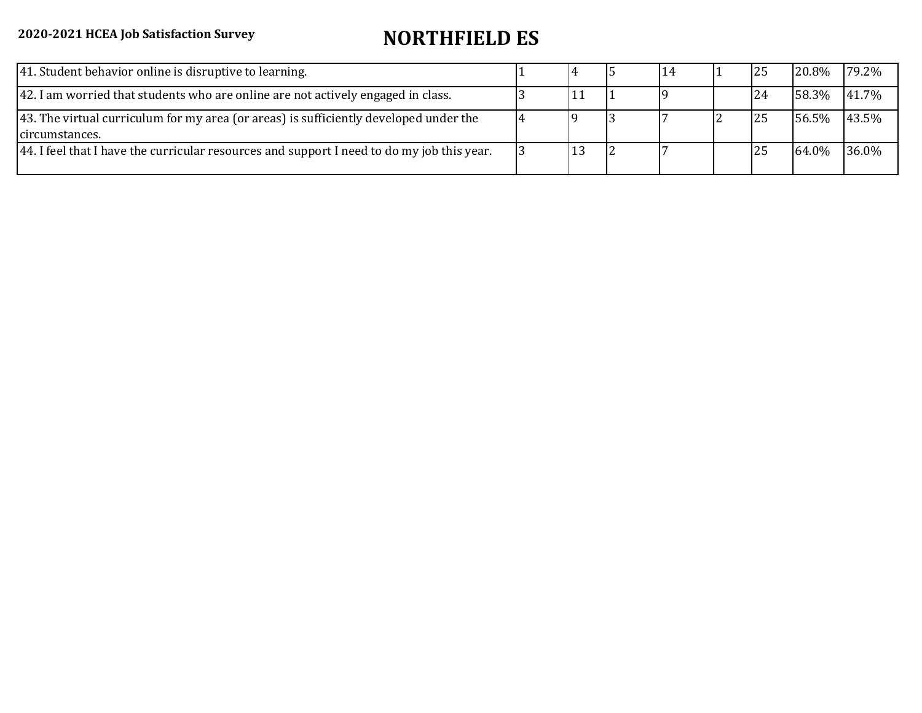2020-2021 HCEA Job Satisfaction Survey

# NORTHFIELD ES

| | | | | | | | | |
|---|---|---|---|---|---|---|---|---|
| 41. Student behavior online is disruptive to learning. | 1 | 4 | 5 | 14 | 1 | 25 | 20.8% | 79.2% |
| 42. I am worried that students who are online are not actively engaged in class. | 3 | 11 | 1 | 9 | | 24 | 58.3% | 41.7% |
| 43. The virtual curriculum for my area (or areas) is sufficiently developed under the circumstances. | 4 | 9 | 3 | 7 | 2 | 25 | 56.5% | 43.5% |
| 44. I feel that I have the curricular resources and support I need to do my job this year. | 3 | 13 | 2 | 7 | | 25 | 64.0% | 36.0% |